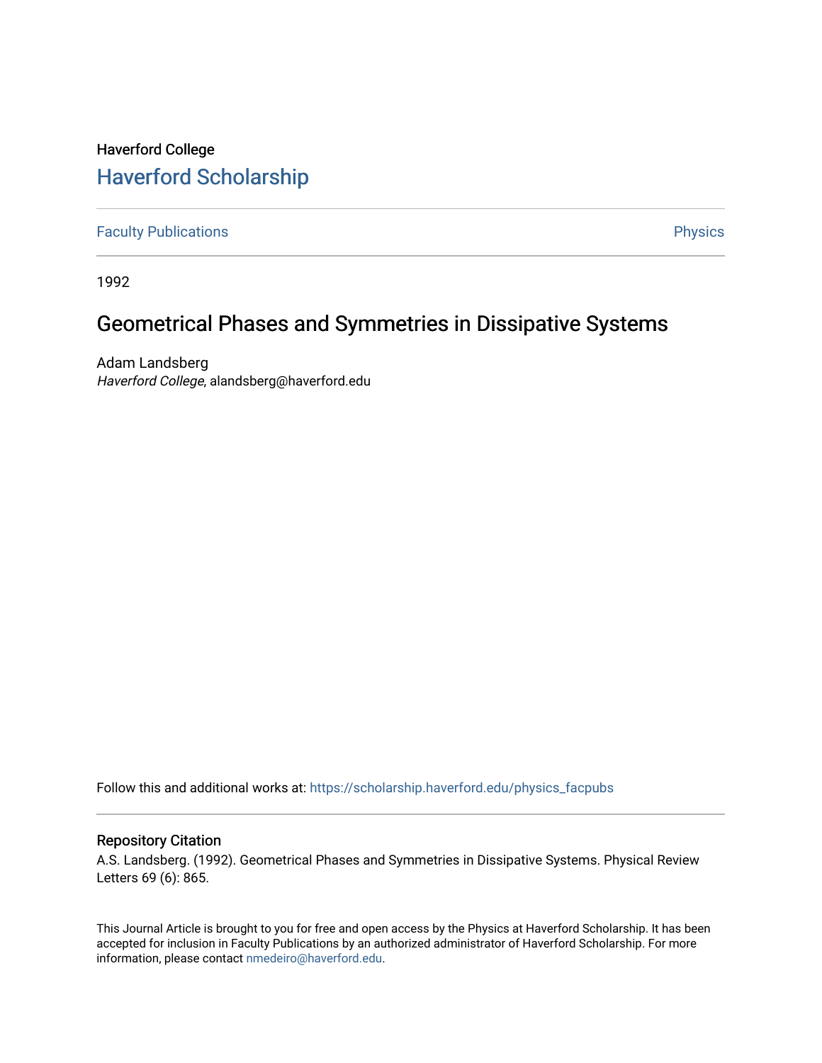Haverford College

# Haverford Scholarship

Faculty Publications

Physics

1992

## Geometrical Phases and Symmetries in Dissipative Systems

Adam Landsberg
*Haverford College*, alandsberg@haverford.edu

Follow this and additional works at: https://scholarship.haverford.edu/physics_facpubs

### Repository Citation

A.S. Landsberg. (1992). Geometrical Phases and Symmetries in Dissipative Systems. Physical Review Letters 69 (6): 865.

This Journal Article is brought to you for free and open access by the Physics at Haverford Scholarship. It has been accepted for inclusion in Faculty Publications by an authorized administrator of Haverford Scholarship. For more information, please contact nmedeiro@haverford.edu.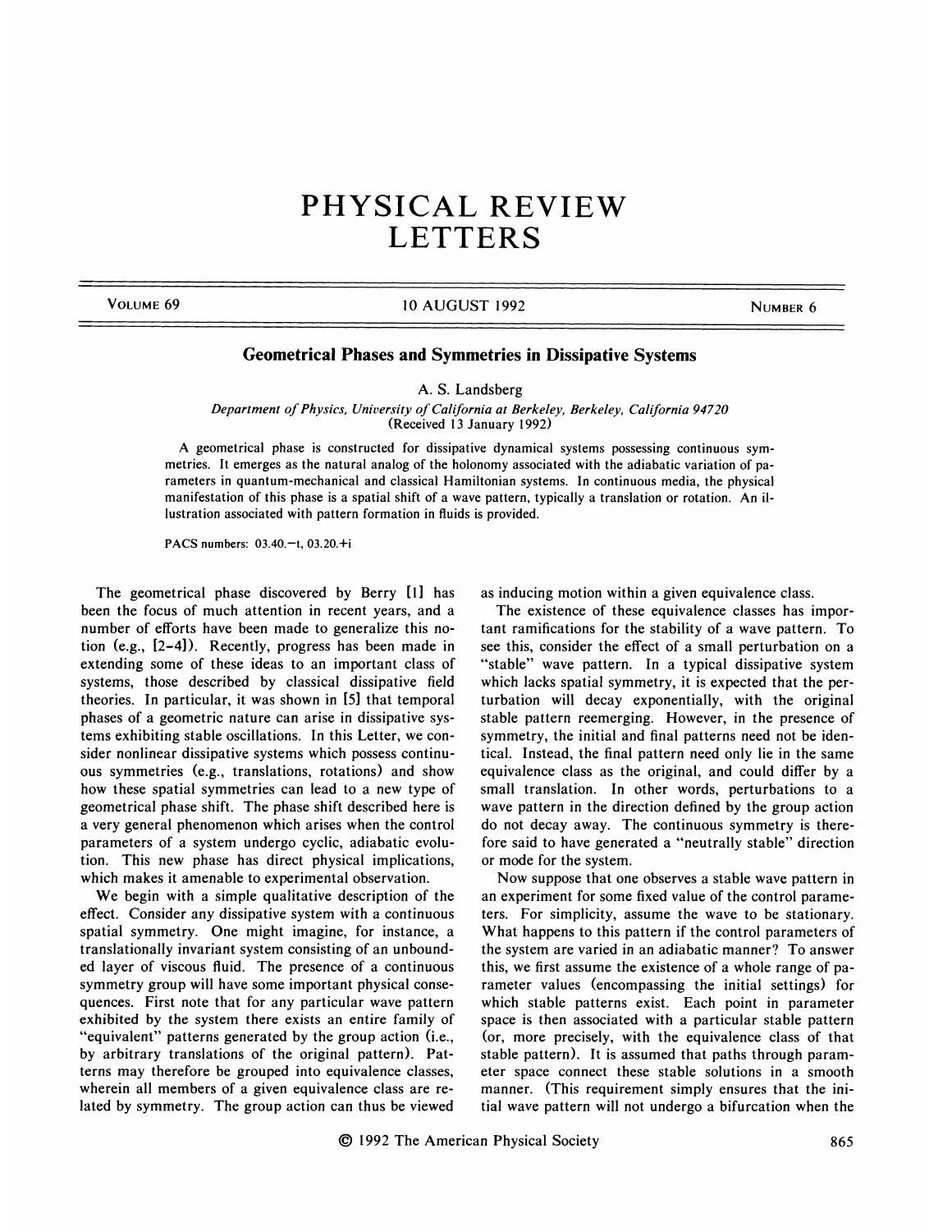# PHYSICAL REVIEW LETTERS

## Geometrical Phases and Symmetries in Dissipative Systems

A. S. Landsberg

*Department of Physics, University of California at Berkeley, Berkeley, California 94720*
(Received 13 January 1992)

A geometrical phase is constructed for dissipative dynamical systems possessing continuous symmetries. It emerges as the natural analog of the holonomy associated with the adiabatic variation of parameters in quantum-mechanical and classical Hamiltonian systems. In continuous media, the physical manifestation of this phase is a spatial shift of a wave pattern, typically a translation or rotation. An illustration associated with pattern formation in fluids is provided.

PACS numbers: 03.40.−t, 03.20.+i

The geometrical phase discovered by Berry [1] has been the focus of much attention in recent years, and a number of efforts have been made to generalize this notion (e.g., [2–4]). Recently, progress has been made in extending some of these ideas to an important class of systems, those described by classical dissipative field theories. In particular, it was shown in [5] that temporal phases of a geometric nature can arise in dissipative systems exhibiting stable oscillations. In this Letter, we consider nonlinear dissipative systems which possess continuous symmetries (e.g., translations, rotations) and show how these spatial symmetries can lead to a new type of geometrical phase shift. The phase shift described here is a very general phenomenon which arises when the control parameters of a system undergo cyclic, adiabatic evolution. This new phase has direct physical implications, which makes it amenable to experimental observation.

We begin with a simple qualitative description of the effect. Consider any dissipative system with a continuous spatial symmetry. One might imagine, for instance, a translationally invariant system consisting of an unbounded layer of viscous fluid. The presence of a continuous symmetry group will have some important physical consequences. First note that for any particular wave pattern exhibited by the system there exists an entire family of "equivalent" patterns generated by the group action (i.e., by arbitrary translations of the original pattern). Patterns may therefore be grouped into equivalence classes, wherein all members of a given equivalence class are related by symmetry. The group action can thus be viewed as inducing motion within a given equivalence class.

The existence of these equivalence classes has important ramifications for the stability of a wave pattern. To see this, consider the effect of a small perturbation on a "stable" wave pattern. In a typical dissipative system which lacks spatial symmetry, it is expected that the perturbation will decay exponentially, with the original stable pattern reemerging. However, in the presence of symmetry, the initial and final patterns need not be identical. Instead, the final pattern need only lie in the same equivalence class as the original, and could differ by a small translation. In other words, perturbations to a wave pattern in the direction defined by the group action do not decay away. The continuous symmetry is therefore said to have generated a "neutrally stable" direction or mode for the system.

Now suppose that one observes a stable wave pattern in an experiment for some fixed value of the control parameters. For simplicity, assume the wave to be stationary. What happens to this pattern if the control parameters of the system are varied in an adiabatic manner? To answer this, we first assume the existence of a whole range of parameter values (encompassing the initial settings) for which stable patterns exist. Each point in parameter space is then associated with a particular stable pattern (or, more precisely, with the equivalence class of that stable pattern). It is assumed that paths through parameter space connect these stable solutions in a smooth manner. (This requirement simply ensures that the initial wave pattern will not undergo a bifurcation when the

© 1992 The American Physical Society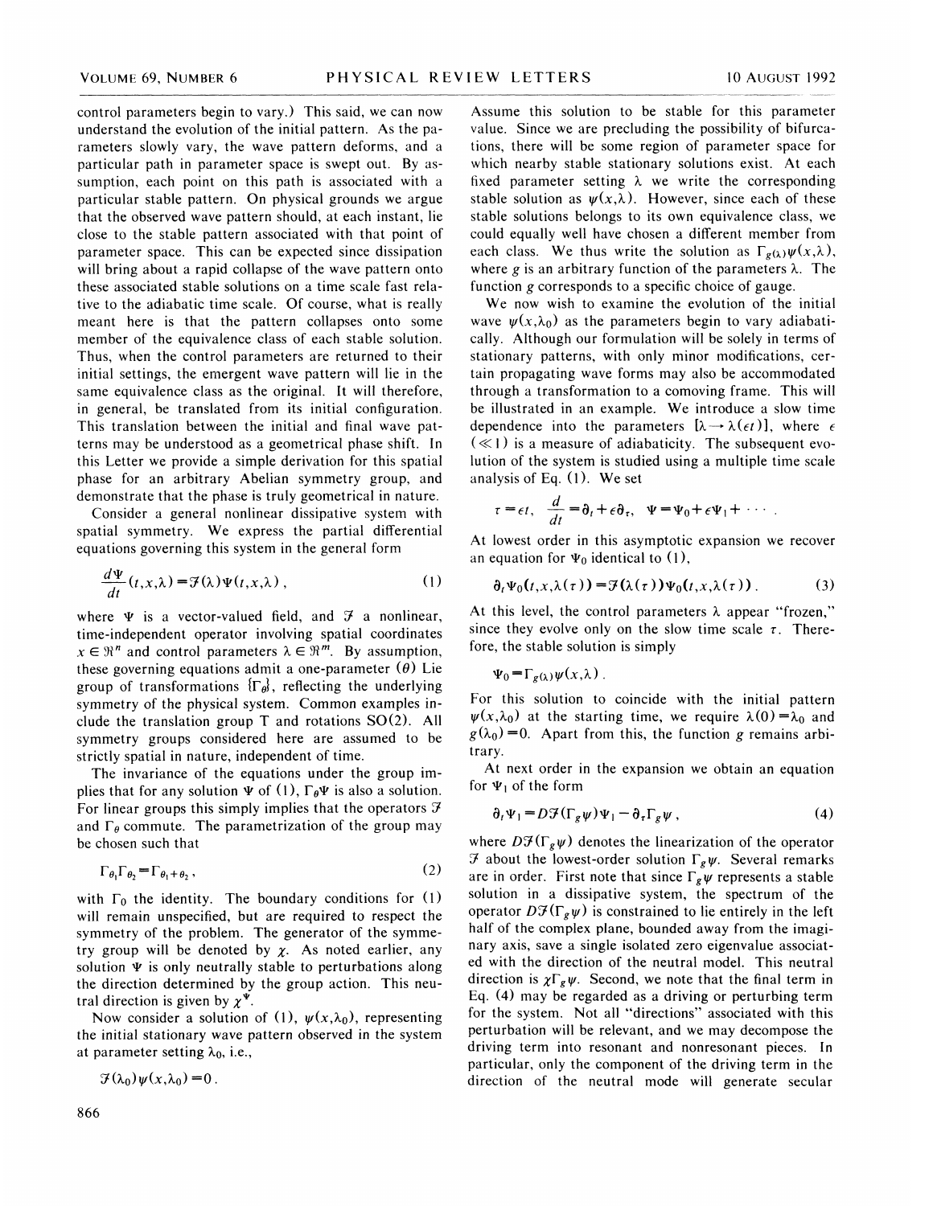control parameters begin to vary.) This said, we can now understand the evolution of the initial pattern. As the parameters slowly vary, the wave pattern deforms, and a particular path in parameter space is swept out. By assumption, each point on this path is associated with a particular stable pattern. On physical grounds we argue that the observed wave pattern should, at each instant, lie close to the stable pattern associated with that point of parameter space. This can be expected since dissipation will bring about a rapid collapse of the wave pattern onto these associated stable solutions on a time scale fast relative to the adiabatic time scale. Of course, what is really meant here is that the pattern collapses onto some member of the equivalence class of each stable solution. Thus, when the control parameters are returned to their initial settings, the emergent wave pattern will lie in the same equivalence class as the original. It will therefore, in general, be translated from its initial configuration. This translation between the initial and final wave patterns may be understood as a geometrical phase shift. In this Letter we provide a simple derivation for this spatial phase for an arbitrary Abelian symmetry group, and demonstrate that the phase is truly geometrical in nature.

Consider a general nonlinear dissipative system with spatial symmetry. We express the partial differential equations governing this system in the general form

$$\frac{d\Psi}{dt}(t,x,\lambda)=\mathcal{F}(\lambda)\Psi(t,x,\lambda)\,, \tag{1}$$

where $\Psi$ is a vector-valued field, and $\mathcal{F}$ a nonlinear, time-independent operator involving spatial coordinates $x\in\Re^n$ and control parameters $\lambda\in\Re^m$. By assumption, these governing equations admit a one-parameter ($\theta$) Lie group of transformations $\{\Gamma_\theta\}$, reflecting the underlying symmetry of the physical system. Common examples include the translation group T and rotations SO(2). All symmetry groups considered here are assumed to be strictly spatial in nature, independent of time.

The invariance of the equations under the group implies that for any solution $\Psi$ of (1), $\Gamma_\theta\Psi$ is also a solution. For linear groups this simply implies that the operators $\mathcal{F}$ and $\Gamma_\theta$ commute. The parametrization of the group may be chosen such that

$$\Gamma_{\theta_1}\Gamma_{\theta_2}=\Gamma_{\theta_1+\theta_2}\,, \tag{2}$$

with $\Gamma_0$ the identity. The boundary conditions for (1) will remain unspecified, but are required to respect the symmetry of the problem. The generator of the symmetry group will be denoted by $\chi$. As noted earlier, any solution $\Psi$ is only neutrally stable to perturbations along the direction determined by the group action. This neutral direction is given by $\chi^\Psi$.

Now consider a solution of (1), $\psi(x,\lambda_0)$, representing the initial stationary wave pattern observed in the system at parameter setting $\lambda_0$, i.e.,

$$\mathcal{F}(\lambda_0)\psi(x,\lambda_0)=0\,.$$

Assume this solution to be stable for this parameter value. Since we are precluding the possibility of bifurcations, there will be some region of parameter space for which nearby stable stationary solutions exist. At each fixed parameter setting $\lambda$ we write the corresponding stable solution as $\psi(x,\lambda)$. However, since each of these stable solutions belongs to its own equivalence class, we could equally well have chosen a different member from each class. We thus write the solution as $\Gamma_{g(\lambda)}\psi(x,\lambda)$, where $g$ is an arbitrary function of the parameters $\lambda$. The function $g$ corresponds to a specific choice of gauge.

We now wish to examine the evolution of the initial wave $\psi(x,\lambda_0)$ as the parameters begin to vary adiabatically. Although our formulation will be solely in terms of stationary patterns, with only minor modifications, certain propagating wave forms may also be accommodated through a transformation to a comoving frame. This will be illustrated in an example. We introduce a slow time dependence into the parameters $[\lambda\to\lambda(\epsilon t)]$, where $\epsilon$ ($\ll 1$) is a measure of adiabaticity. The subsequent evolution of the system is studied using a multiple time scale analysis of Eq. (1). We set

$$\tau=\epsilon t,\quad \frac{d}{dt}=\partial_t+\epsilon\partial_\tau,\quad \Psi=\Psi_0+\epsilon\Psi_1+\cdots\,.$$

At lowest order in this asymptotic expansion we recover an equation for $\Psi_0$ identical to (1),

$$\partial_t\Psi_0(t,x,\lambda(\tau))=\mathcal{F}(\lambda(\tau))\Psi_0(t,x,\lambda(\tau))\,. \tag{3}$$

At this level, the control parameters $\lambda$ appear "frozen," since they evolve only on the slow time scale $\tau$. Therefore, the stable solution is simply

$$\Psi_0=\Gamma_{g(\lambda)}\psi(x,\lambda)\,.$$

For this solution to coincide with the initial pattern $\psi(x,\lambda_0)$ at the starting time, we require $\lambda(0)=\lambda_0$ and $g(\lambda_0)=0$. Apart from this, the function $g$ remains arbitrary.

At next order in the expansion we obtain an equation for $\Psi_1$ of the form

$$\partial_t\Psi_1=D\mathcal{F}(\Gamma_g\psi)\Psi_1-\partial_\tau\Gamma_g\psi\,, \tag{4}$$

where $D\mathcal{F}(\Gamma_g\psi)$ denotes the linearization of the operator $\mathcal{F}$ about the lowest-order solution $\Gamma_g\psi$. Several remarks are in order. First note that since $\Gamma_g\psi$ represents a stable solution in a dissipative system, the spectrum of the operator $D\mathcal{F}(\Gamma_g\psi)$ is constrained to lie entirely in the left half of the complex plane, bounded away from the imaginary axis, save a single isolated zero eigenvalue associated with the direction of the neutral model. This neutral direction is $\chi\Gamma_g\psi$. Second, we note that the final term in Eq. (4) may be regarded as a driving or perturbing term for the system. Not all "directions" associated with this perturbation will be relevant, and we may decompose the driving term into resonant and nonresonant pieces. In particular, only the component of the driving term in the direction of the neutral mode will generate secular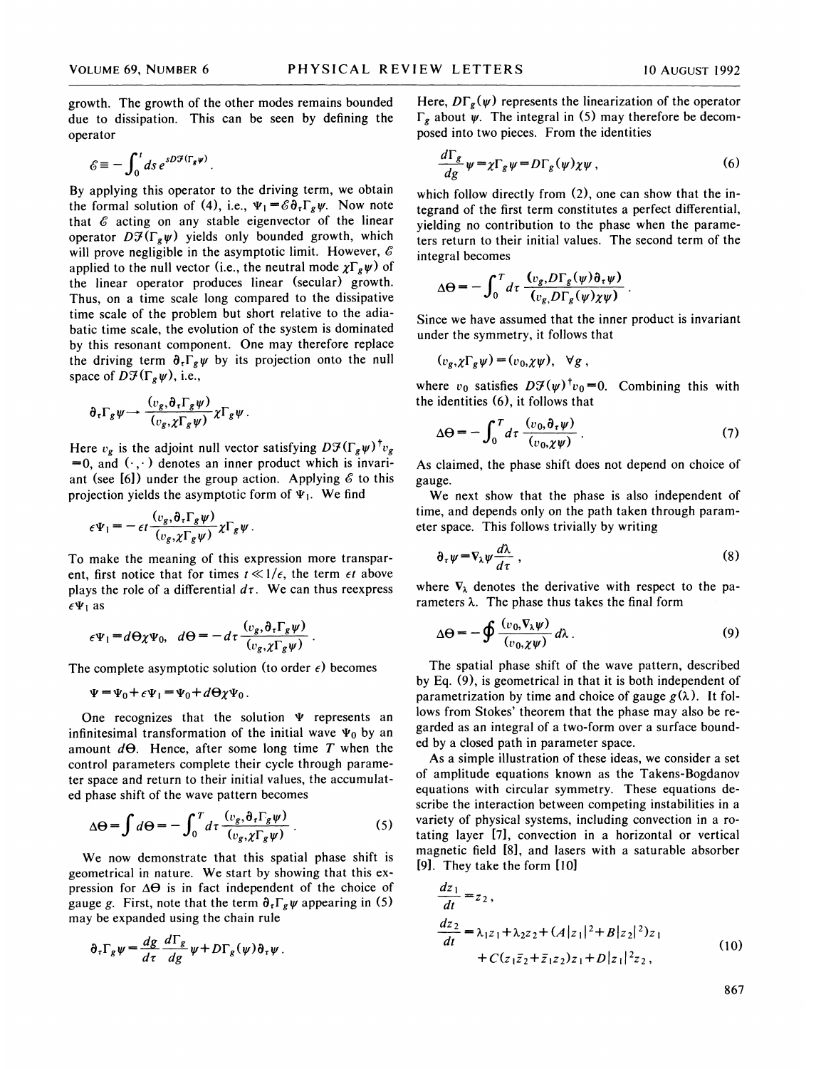growth. The growth of the other modes remains bounded due to dissipation. This can be seen by defining the operator

$$\mathcal{E} \equiv -\int_0^t ds\, e^{sD\mathcal{F}(\Gamma_g \psi)} .$$

By applying this operator to the driving term, we obtain the formal solution of (4), i.e., $\Psi_1 = \mathcal{E}\partial_\tau \Gamma_g \psi$. Now note that $\mathcal{E}$ acting on any stable eigenvector of the linear operator $D\mathcal{F}(\Gamma_g\psi)$ yields only bounded growth, which will prove negligible in the asymptotic limit. However, $\mathcal{E}$ applied to the null vector (i.e., the neutral mode $\chi\Gamma_g\psi$) of the linear operator produces linear (secular) growth. Thus, on a time scale long compared to the dissipative time scale of the problem but short relative to the adiabatic time scale, the evolution of the system is dominated by this resonant component. One may therefore replace the driving term $\partial_\tau \Gamma_g \psi$ by its projection onto the null space of $D\mathcal{F}(\Gamma_g\psi)$, i.e.,

$$\partial_\tau \Gamma_g \psi \rightarrow \frac{(v_g, \partial_\tau \Gamma_g \psi)}{(v_g, \chi\Gamma_g\psi)} \chi\Gamma_g\psi .$$

Here $v_g$ is the adjoint null vector satisfying $D\mathcal{F}(\Gamma_g\psi)^\dagger v_g = 0$, and $(\cdot,\cdot)$ denotes an inner product which is invariant (see [6]) under the group action. Applying $\mathcal{E}$ to this projection yields the asymptotic form of $\Psi_1$. We find

$$\epsilon\Psi_1 = -\epsilon t \frac{(v_g, \partial_\tau \Gamma_g \psi)}{(v_g, \chi\Gamma_g\psi)} \chi\Gamma_g\psi .$$

To make the meaning of this expression more transparent, first notice that for times $t \ll 1/\epsilon$, the term $\epsilon t$ above plays the role of a differential $d\tau$. We can thus reexpress $\epsilon\Psi_1$ as

$$\epsilon\Psi_1 = d\Theta \chi \Psi_0, \quad d\Theta = -d\tau \frac{(v_g, \partial_\tau \Gamma_g \psi)}{(v_g, \chi\Gamma_g\psi)} .$$

The complete asymptotic solution (to order $\epsilon$) becomes

$$\Psi = \Psi_0 + \epsilon\Psi_1 = \Psi_0 + d\Theta \chi \Psi_0 .$$

One recognizes that the solution $\Psi$ represents an infinitesimal transformation of the initial wave $\Psi_0$ by an amount $d\Theta$. Hence, after some long time $T$ when the control parameters complete their cycle through parameter space and return to their initial values, the accumulated phase shift of the wave pattern becomes

$$\Delta\Theta = \int d\Theta = -\int_0^T d\tau \frac{(v_g, \partial_\tau \Gamma_g \psi)}{(v_g, \chi\Gamma_g\psi)} . \tag{5}$$

We now demonstrate that this spatial phase shift is geometrical in nature. We start by showing that this expression for $\Delta\Theta$ is in fact independent of the choice of gauge $g$. First, note that the term $\partial_\tau \Gamma_g \psi$ appearing in (5) may be expanded using the chain rule

$$\partial_\tau \Gamma_g \psi = \frac{dg}{d\tau}\frac{d\Gamma_g}{dg}\psi + D\Gamma_g(\psi)\partial_\tau \psi .$$

Here, $D\Gamma_g(\psi)$ represents the linearization of the operator $\Gamma_g$ about $\psi$. The integral in (5) may therefore be decomposed into two pieces. From the identities

$$\frac{d\Gamma_g}{dg}\psi = \chi\Gamma_g\psi = D\Gamma_g(\psi)\chi\psi , \tag{6}$$

which follow directly from (2), one can show that the integrand of the first term constitutes a perfect differential, yielding no contribution to the phase when the parameters return to their initial values. The second term of the integral becomes

$$\Delta\Theta = -\int_0^T d\tau \frac{(v_g, D\Gamma_g(\psi)\partial_\tau\psi)}{(v_g, D\Gamma_g(\psi)\chi\psi)} .$$

Since we have assumed that the inner product is invariant under the symmetry, it follows that

$$(v_g, \chi\Gamma_g\psi) = (v_0, \chi\psi), \quad \forall g ,$$

where $v_0$ satisfies $D\mathcal{F}(\psi)^\dagger v_0 = 0$. Combining this with the identities (6), it follows that

$$\Delta\Theta = -\int_0^T d\tau \frac{(v_0, \partial_\tau\psi)}{(v_0, \chi\psi)} . \tag{7}$$

As claimed, the phase shift does not depend on choice of gauge.

We next show that the phase is also independent of time, and depends only on the path taken through parameter space. This follows trivially by writing

$$\partial_\tau \psi = \nabla_\lambda \psi \frac{d\lambda}{d\tau} , \tag{8}$$

where $\nabla_\lambda$ denotes the derivative with respect to the parameters $\lambda$. The phase thus takes the final form

$$\Delta\Theta = -\oint \frac{(v_0, \nabla_\lambda \psi)}{(v_0, \chi\psi)} d\lambda . \tag{9}$$

The spatial phase shift of the wave pattern, described by Eq. (9), is geometrical in that it is both independent of parametrization by time and choice of gauge $g(\lambda)$. It follows from Stokes' theorem that the phase may also be regarded as an integral of a two-form over a surface bounded by a closed path in parameter space.

As a simple illustration of these ideas, we consider a set of amplitude equations known as the Takens-Bogdanov equations with circular symmetry. These equations describe the interaction between competing instabilities in a variety of physical systems, including convection in a rotating layer [7], convection in a horizontal or vertical magnetic field [8], and lasers with a saturable absorber [9]. They take the form [10]

$$\begin{aligned} \frac{dz_1}{dt} &= z_2 , \\ \frac{dz_2}{dt} &= \lambda_1 z_1 + \lambda_2 z_2 + (A|z_1|^2 + B|z_2|^2) z_1 \\ &\quad + C(z_1\bar{z}_2 + \bar{z}_1 z_2) z_1 + D|z_1|^2 z_2 , \end{aligned} \tag{10}$$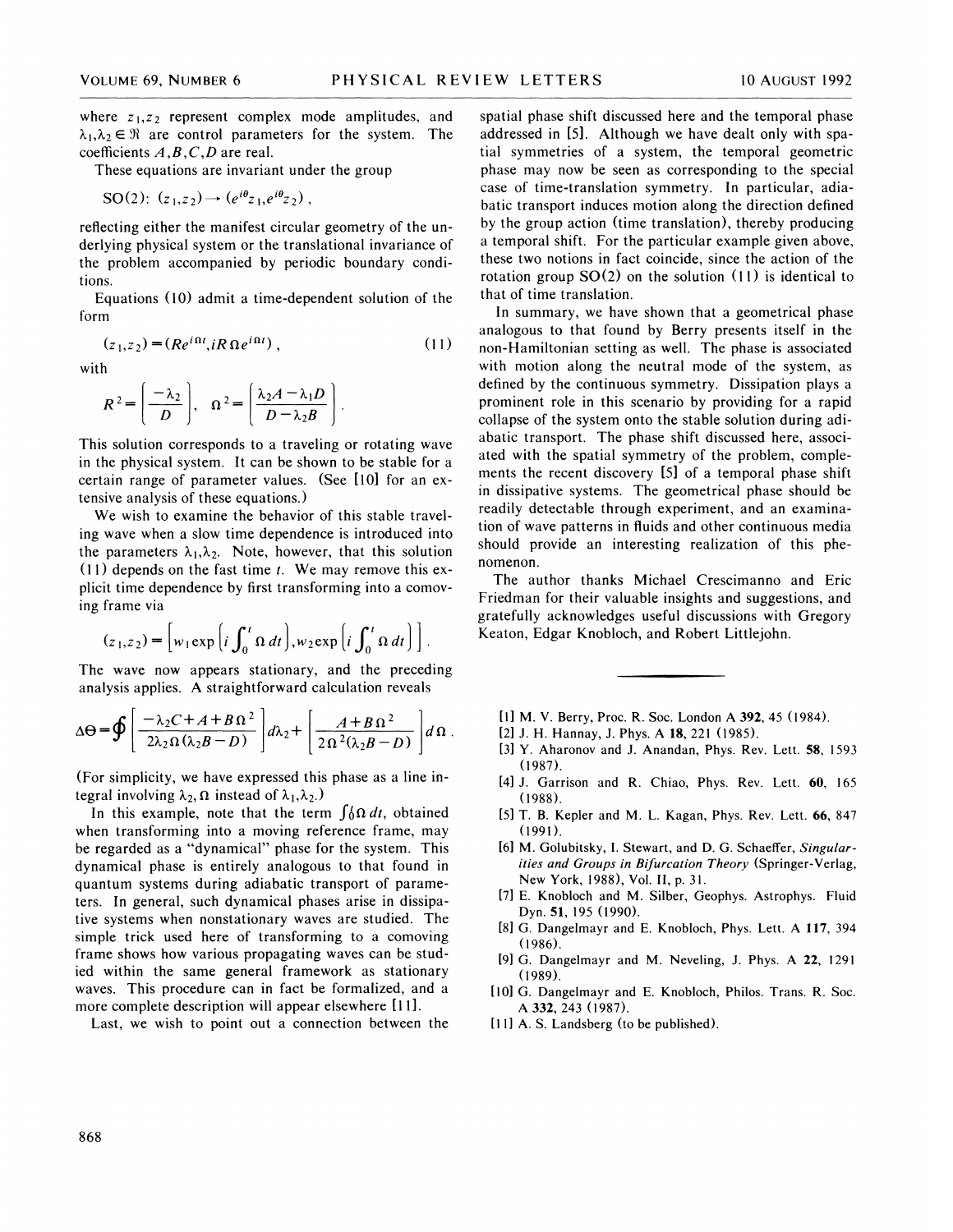where $z_1, z_2$ represent complex mode amplitudes, and $\lambda_1, \lambda_2 \in \Re$ are control parameters for the system. The coefficients $A, B, C, D$ are real.

These equations are invariant under the group

$$SO(2): (z_1, z_2) \rightarrow (e^{i\theta} z_1, e^{i\theta} z_2),$$

reflecting either the manifest circular geometry of the underlying physical system or the translational invariance of the problem accompanied by periodic boundary conditions.

Equations (10) admit a time-dependent solution of the form

$$(z_1, z_2) = (Re^{i\Omega t}, iR\Omega e^{i\Omega t}), \tag{11}$$

with

$$R^2 = \left( \frac{-\lambda_2}{D} \right), \quad \Omega^2 = \left( \frac{\lambda_2 A - \lambda_1 D}{D - \lambda_2 B} \right).$$

This solution corresponds to a traveling or rotating wave in the physical system. It can be shown to be stable for a certain range of parameter values. (See [10] for an extensive analysis of these equations.)

We wish to examine the behavior of this stable traveling wave when a slow time dependence is introduced into the parameters $\lambda_1, \lambda_2$. Note, however, that this solution (11) depends on the fast time $t$. We may remove this explicit time dependence by first transforming into a comoving frame via

$$(z_1, z_2) = \left[ w_1 \exp\left( i \int_0^t \Omega \, dt \right), w_2 \exp\left( i \int_0^t \Omega \, dt \right) \right].$$

The wave now appears stationary, and the preceding analysis applies. A straightforward calculation reveals

$$\Delta\Theta = \oint \left[ \frac{-\lambda_2 C + A + B\Omega^2}{2\lambda_2 \Omega (\lambda_2 B - D)} \right] d\lambda_2 + \left[ \frac{A + B\Omega^2}{2\Omega^2 (\lambda_2 B - D)} \right] d\Omega.$$

(For simplicity, we have expressed this phase as a line integral involving $\lambda_2, \Omega$ instead of $\lambda_1, \lambda_2$.)

In this example, note that the term $\int_0^t \Omega \, dt$, obtained when transforming into a moving reference frame, may be regarded as a "dynamical" phase for the system. This dynamical phase is entirely analogous to that found in quantum systems during adiabatic transport of parameters. In general, such dynamical phases arise in dissipative systems when nonstationary waves are studied. The simple trick used here of transforming to a comoving frame shows how various propagating waves can be studied within the same general framework as stationary waves. This procedure can in fact be formalized, and a more complete description will appear elsewhere [11].

Last, we wish to point out a connection between the spatial phase shift discussed here and the temporal phase addressed in [5]. Although we have dealt only with spatial symmetries of a system, the temporal geometric phase may now be seen as corresponding to the special case of time-translation symmetry. In particular, adiabatic transport induces motion along the direction defined by the group action (time translation), thereby producing a temporal shift. For the particular example given above, these two notions in fact coincide, since the action of the rotation group SO(2) on the solution (11) is identical to that of time translation.

In summary, we have shown that a geometrical phase analogous to that found by Berry presents itself in the non-Hamiltonian setting as well. The phase is associated with motion along the neutral mode of the system, as defined by the continuous symmetry. Dissipation plays a prominent role in this scenario by providing for a rapid collapse of the system onto the stable solution during adiabatic transport. The phase shift discussed here, associated with the spatial symmetry of the problem, complements the recent discovery [5] of a temporal phase shift in dissipative systems. The geometrical phase should be readily detectable through experiment, and an examination of wave patterns in fluids and other continuous media should provide an interesting realization of this phenomenon.

The author thanks Michael Crescimanno and Eric Friedman for their valuable insights and suggestions, and gratefully acknowledges useful discussions with Gregory Keaton, Edgar Knobloch, and Robert Littlejohn.

---

[1] M. V. Berry, Proc. R. Soc. London A **392**, 45 (1984).

[2] J. H. Hannay, J. Phys. A **18**, 221 (1985).

[3] Y. Aharonov and J. Anandan, Phys. Rev. Lett. **58**, 1593 (1987).

[4] J. Garrison and R. Chiao, Phys. Rev. Lett. **60**, 165 (1988).

[5] T. B. Kepler and M. L. Kagan, Phys. Rev. Lett. **66**, 847 (1991).

[6] M. Golubitsky, I. Stewart, and D. G. Schaeffer, *Singularities and Groups in Bifurcation Theory* (Springer-Verlag, New York, 1988), Vol. II, p. 31.

[7] E. Knobloch and M. Silber, Geophys. Astrophys. Fluid Dyn. **51**, 195 (1990).

[8] G. Dangelmayr and E. Knobloch, Phys. Lett. A **117**, 394 (1986).

[9] G. Dangelmayr and M. Neveling, J. Phys. A **22**, 1291 (1989).

[10] G. Dangelmayr and E. Knobloch, Philos. Trans. R. Soc. A **332**, 243 (1987).

[11] A. S. Landsberg (to be published).